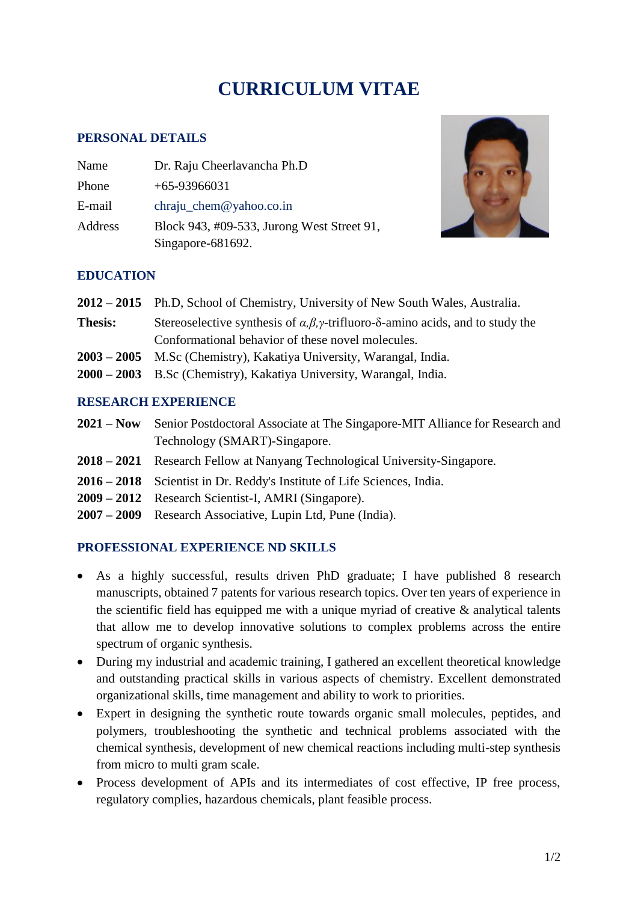# CURRICULUM VITAE

## PERSONAL DETAILS

| | |
|---|---|
| Name | Dr. Raju Cheerlavancha Ph.D |
| Phone | +65-93966031 |
| E-mail | chraju_chem@yahoo.co.in |
| Address | Block 943, #09-533, Jurong West Street 91, Singapore-681692. |

## EDUCATION

**2012 – 2015** Ph.D, School of Chemistry, University of New South Wales, Australia.

**Thesis:** Stereoselective synthesis of *α,β,γ*-trifluoro-δ-amino acids, and to study the Conformational behavior of these novel molecules.

**2003 – 2005** M.Sc (Chemistry), Kakatiya University, Warangal, India.

**2000 – 2003** B.Sc (Chemistry), Kakatiya University, Warangal, India.

## RESEARCH EXPERIENCE

**2021 – Now** Senior Postdoctoral Associate at The Singapore-MIT Alliance for Research and Technology (SMART)-Singapore.

**2018 – 2021** Research Fellow at Nanyang Technological University-Singapore.

**2016 – 2018** Scientist in Dr. Reddy's Institute of Life Sciences, India.

**2009 – 2012** Research Scientist-I, AMRI (Singapore).

**2007 – 2009** Research Associative, Lupin Ltd, Pune (India).

## PROFESSIONAL EXPERIENCE ND SKILLS

- As a highly successful, results driven PhD graduate; I have published 8 research manuscripts, obtained 7 patents for various research topics. Over ten years of experience in the scientific field has equipped me with a unique myriad of creative & analytical talents that allow me to develop innovative solutions to complex problems across the entire spectrum of organic synthesis.
- During my industrial and academic training, I gathered an excellent theoretical knowledge and outstanding practical skills in various aspects of chemistry. Excellent demonstrated organizational skills, time management and ability to work to priorities.
- Expert in designing the synthetic route towards organic small molecules, peptides, and polymers, troubleshooting the synthetic and technical problems associated with the chemical synthesis, development of new chemical reactions including multi-step synthesis from micro to multi gram scale.
- Process development of APIs and its intermediates of cost effective, IP free process, regulatory complies, hazardous chemicals, plant feasible process.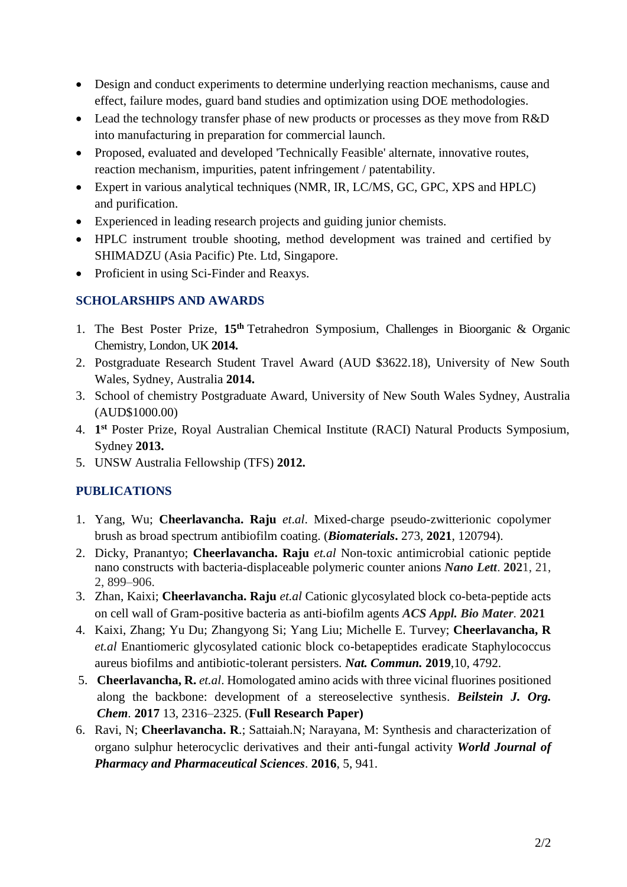- Design and conduct experiments to determine underlying reaction mechanisms, cause and effect, failure modes, guard band studies and optimization using DOE methodologies.
- Lead the technology transfer phase of new products or processes as they move from R&D into manufacturing in preparation for commercial launch.
- Proposed, evaluated and developed 'Technically Feasible' alternate, innovative routes, reaction mechanism, impurities, patent infringement / patentability.
- Expert in various analytical techniques (NMR, IR, LC/MS, GC, GPC, XPS and HPLC) and purification.
- Experienced in leading research projects and guiding junior chemists.
- HPLC instrument trouble shooting, method development was trained and certified by SHIMADZU (Asia Pacific) Pte. Ltd, Singapore.
- Proficient in using Sci-Finder and Reaxys.

## SCHOLARSHIPS AND AWARDS

1. The Best Poster Prize, **15th** Tetrahedron Symposium, Challenges in Bioorganic & Organic Chemistry, London, UK **2014.**
2. Postgraduate Research Student Travel Award (AUD $3622.18), University of New South Wales, Sydney, Australia **2014.**
3. School of chemistry Postgraduate Award, University of New South Wales Sydney, Australia (AUD$1000.00)
4. **1st** Poster Prize, Royal Australian Chemical Institute (RACI) Natural Products Symposium, Sydney **2013.**
5. UNSW Australia Fellowship (TFS) **2012.**

## PUBLICATIONS

1. Yang, Wu; **Cheerlavancha. Raju** *et.al*. Mixed-charge pseudo-zwitterionic copolymer brush as broad spectrum antibiofilm coating. (***Biomaterials*.** 273, **2021**, 120794).
2. Dicky, Pranantyo; **Cheerlavancha. Raju** *et.al* Non-toxic antimicrobial cationic peptide nano constructs with bacteria-displaceable polymeric counter anions ***Nano Lett***. **202**1, 21, 2, 899–906.
3. Zhan, Kaixi; **Cheerlavancha. Raju** *et.al* Cationic glycosylated block co-beta-peptide acts on cell wall of Gram-positive bacteria as anti-biofilm agents ***ACS Appl. Bio Mater***. **2021**
4. Kaixi, Zhang; Yu Du; Zhangyong Si; Yang Liu; Michelle E. Turvey; **Cheerlavancha, R** *et.al* Enantiomeric glycosylated cationic block co-betapeptides eradicate Staphylococcus aureus biofilms and antibiotic-tolerant persisters. ***Nat. Commun.*** **2019**,10, 4792.
5. **Cheerlavancha, R.** *et.al*. Homologated amino acids with three vicinal fluorines positioned along the backbone: development of a stereoselective synthesis. ***Beilstein J. Org. Chem***. **2017** 13, 2316–2325. (**Full Research Paper)**
6. Ravi, N; **Cheerlavancha. R**.; Sattaiah.N; Narayana, M: Synthesis and characterization of organo sulphur heterocyclic derivatives and their anti-fungal activity ***World Journal of Pharmacy and Pharmaceutical Sciences***. **2016**, 5, 941.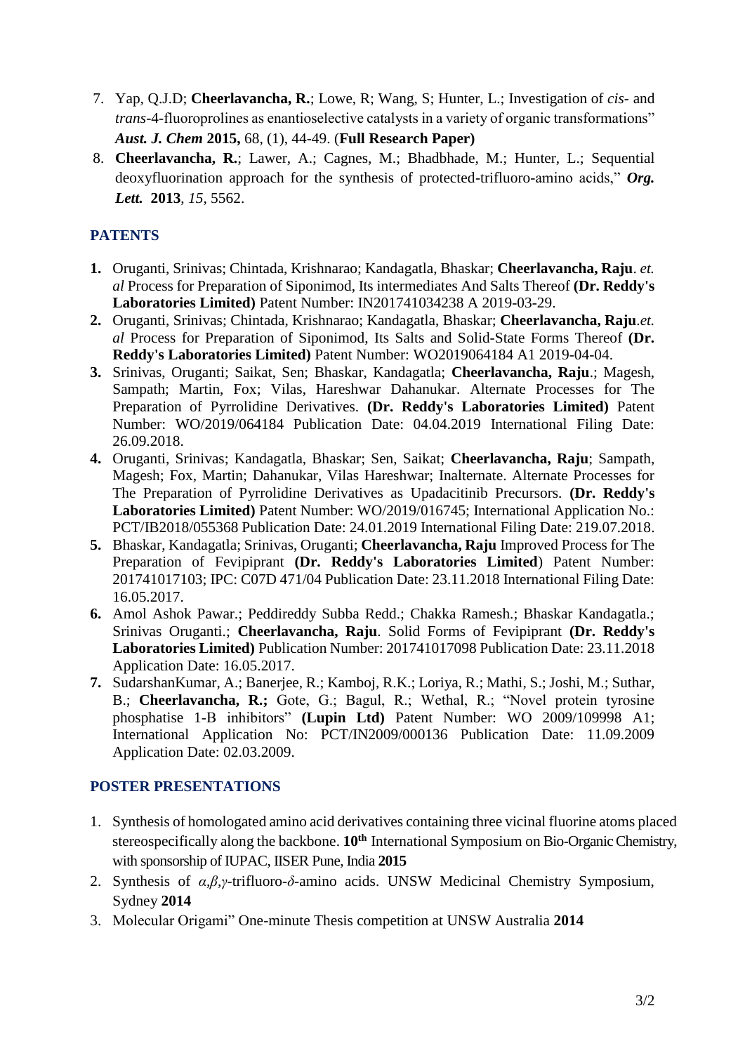7. Yap, Q.J.D; **Cheerlavancha, R.**; Lowe, R; Wang, S; Hunter, L.; Investigation of *cis*- and *trans*-4-fluoroprolines as enantioselective catalysts in a variety of organic transformations" ***Aust. J. Chem*** **2015,** 68, (1), 44-49. (**Full Research Paper)**
8. **Cheerlavancha, R.**; Lawer, A.; Cagnes, M.; Bhadbhade, M.; Hunter, L.; Sequential deoxyfluorination approach for the synthesis of protected-trifluoro-amino acids," ***Org. Lett.*** **2013**, *15*, 5562.

## PATENTS

1. Oruganti, Srinivas; Chintada, Krishnarao; Kandagatla, Bhaskar; **Cheerlavancha, Raju**. *et. al* Process for Preparation of Siponimod, Its intermediates And Salts Thereof **(Dr. Reddy's Laboratories Limited)** Patent Number: IN201741034238 A 2019-03-29.
2. Oruganti, Srinivas; Chintada, Krishnarao; Kandagatla, Bhaskar; **Cheerlavancha, Raju**.*et. al* Process for Preparation of Siponimod, Its Salts and Solid-State Forms Thereof **(Dr. Reddy's Laboratories Limited)** Patent Number: WO2019064184 A1 2019-04-04.
3. Srinivas, Oruganti; Saikat, Sen; Bhaskar, Kandagatla; **Cheerlavancha, Raju**.; Magesh, Sampath; Martin, Fox; Vilas, Hareshwar Dahanukar. Alternate Processes for The Preparation of Pyrrolidine Derivatives. **(Dr. Reddy's Laboratories Limited)** Patent Number: WO/2019/064184 Publication Date: 04.04.2019 International Filing Date: 26.09.2018.
4. Oruganti, Srinivas; Kandagatla, Bhaskar; Sen, Saikat; **Cheerlavancha, Raju**; Sampath, Magesh; Fox, Martin; Dahanukar, Vilas Hareshwar; Inalternate. Alternate Processes for The Preparation of Pyrrolidine Derivatives as Upadacitinib Precursors. **(Dr. Reddy's Laboratories Limited)** Patent Number: WO/2019/016745; International Application No.: PCT/IB2018/055368 Publication Date: 24.01.2019 International Filing Date: 219.07.2018.
5. Bhaskar, Kandagatla; Srinivas, Oruganti; **Cheerlavancha, Raju** Improved Process for The Preparation of Fevipiprant **(Dr. Reddy's Laboratories Limited**) Patent Number: 201741017103; IPC: C07D 471/04 Publication Date: 23.11.2018 International Filing Date: 16.05.2017.
6. Amol Ashok Pawar.; Peddireddy Subba Redd.; Chakka Ramesh.; Bhaskar Kandagatla.; Srinivas Oruganti.; **Cheerlavancha, Raju**. Solid Forms of Fevipiprant **(Dr. Reddy's Laboratories Limited)** Publication Number: 201741017098 Publication Date: 23.11.2018 Application Date: 16.05.2017.
7. SudarshanKumar, A.; Banerjee, R.; Kamboj, R.K.; Loriya, R.; Mathi, S.; Joshi, M.; Suthar, B.; **Cheerlavancha, R.;** Gote, G.; Bagul, R.; Wethal, R.; "Novel protein tyrosine phosphatise 1-B inhibitors" **(Lupin Ltd)** Patent Number: WO 2009/109998 A1; International Application No: PCT/IN2009/000136 Publication Date: 11.09.2009 Application Date: 02.03.2009.

## POSTER PRESENTATIONS

1. Synthesis of homologated amino acid derivatives containing three vicinal fluorine atoms placed stereospecifically along the backbone. **10$^{th}$** International Symposium on Bio-Organic Chemistry, with sponsorship of IUPAC, IISER Pune, India **2015**
2. Synthesis of $\alpha$,$\beta$,$\gamma$-trifluoro-$\delta$-amino acids. UNSW Medicinal Chemistry Symposium, Sydney **2014**
3. Molecular Origami" One-minute Thesis competition at UNSW Australia **2014**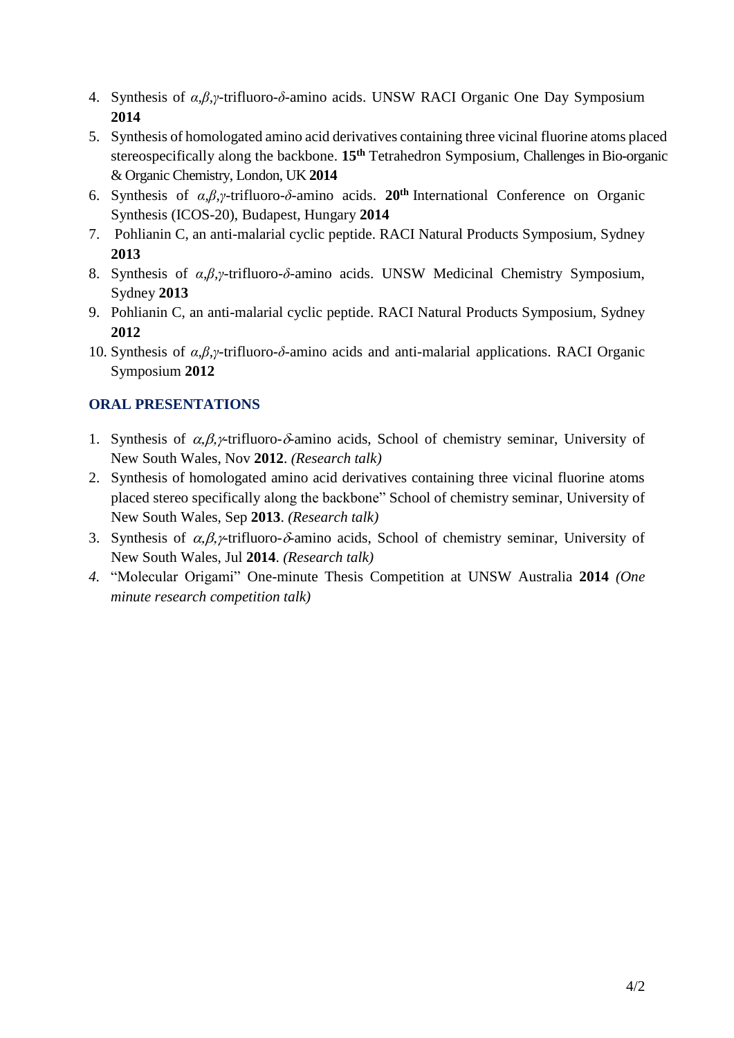4. Synthesis of $\alpha,\beta,\gamma$-trifluoro-$\delta$-amino acids. UNSW RACI Organic One Day Symposium **2014**
5. Synthesis of homologated amino acid derivatives containing three vicinal fluorine atoms placed stereospecifically along the backbone. **15th** Tetrahedron Symposium, Challenges in Bio-organic & Organic Chemistry, London, UK **2014**
6. Synthesis of $\alpha,\beta,\gamma$-trifluoro-$\delta$-amino acids. **20th** International Conference on Organic Synthesis (ICOS-20), Budapest, Hungary **2014**
7. Pohlianin C, an anti-malarial cyclic peptide. RACI Natural Products Symposium, Sydney **2013**
8. Synthesis of $\alpha,\beta,\gamma$-trifluoro-$\delta$-amino acids. UNSW Medicinal Chemistry Symposium, Sydney **2013**
9. Pohlianin C, an anti-malarial cyclic peptide. RACI Natural Products Symposium, Sydney **2012**
10. Synthesis of $\alpha,\beta,\gamma$-trifluoro-$\delta$-amino acids and anti-malarial applications. RACI Organic Symposium **2012**

## ORAL PRESENTATIONS

1. Synthesis of $\alpha,\beta,\gamma$-trifluoro-$\delta$-amino acids, School of chemistry seminar, University of New South Wales, Nov **2012**. *(Research talk)*
2. Synthesis of homologated amino acid derivatives containing three vicinal fluorine atoms placed stereo specifically along the backbone" School of chemistry seminar, University of New South Wales, Sep **2013**. *(Research talk)*
3. Synthesis of $\alpha,\beta,\gamma$-trifluoro-$\delta$-amino acids, School of chemistry seminar, University of New South Wales, Jul **2014**. *(Research talk)*
4. "Molecular Origami" One-minute Thesis Competition at UNSW Australia **2014** *(One minute research competition talk)*